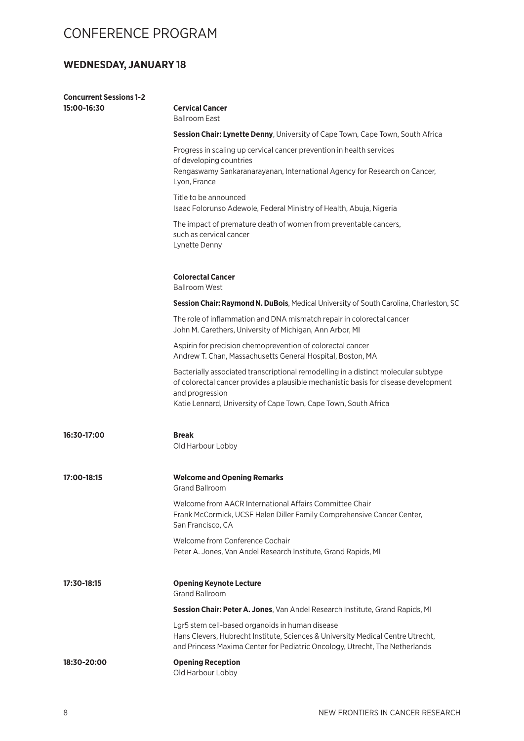# CONFERENCE PROGRAM

## WEDNESDAY, JANUARY 18

**Concurrent Sessions 1-2**

**15:00-16:30**

**Cervical Cancer**
Ballroom East

**Session Chair: Lynette Denny**, University of Cape Town, Cape Town, South Africa

Progress in scaling up cervical cancer prevention in health services of developing countries
Rengaswamy Sankaranarayanan, International Agency for Research on Cancer, Lyon, France

Title to be announced
Isaac Folorunso Adewole, Federal Ministry of Health, Abuja, Nigeria

The impact of premature death of women from preventable cancers, such as cervical cancer
Lynette Denny

**Colorectal Cancer**
Ballroom West

**Session Chair: Raymond N. DuBois**, Medical University of South Carolina, Charleston, SC

The role of inflammation and DNA mismatch repair in colorectal cancer
John M. Carethers, University of Michigan, Ann Arbor, MI

Aspirin for precision chemoprevention of colorectal cancer
Andrew T. Chan, Massachusetts General Hospital, Boston, MA

Bacterially associated transcriptional remodelling in a distinct molecular subtype of colorectal cancer provides a plausible mechanistic basis for disease development and progression
Katie Lennard, University of Cape Town, Cape Town, South Africa

**16:30-17:00**

**Break**
Old Harbour Lobby

**17:00-18:15**

**Welcome and Opening Remarks**
Grand Ballroom

Welcome from AACR International Affairs Committee Chair
Frank McCormick, UCSF Helen Diller Family Comprehensive Cancer Center, San Francisco, CA

Welcome from Conference Cochair
Peter A. Jones, Van Andel Research Institute, Grand Rapids, MI

**17:30-18:15**

**Opening Keynote Lecture**
Grand Ballroom

**Session Chair: Peter A. Jones**, Van Andel Research Institute, Grand Rapids, MI

Lgr5 stem cell-based organoids in human disease
Hans Clevers, Hubrecht Institute, Sciences & University Medical Centre Utrecht, and Princess Maxima Center for Pediatric Oncology, Utrecht, The Netherlands

**18:30-20:00**

**Opening Reception**
Old Harbour Lobby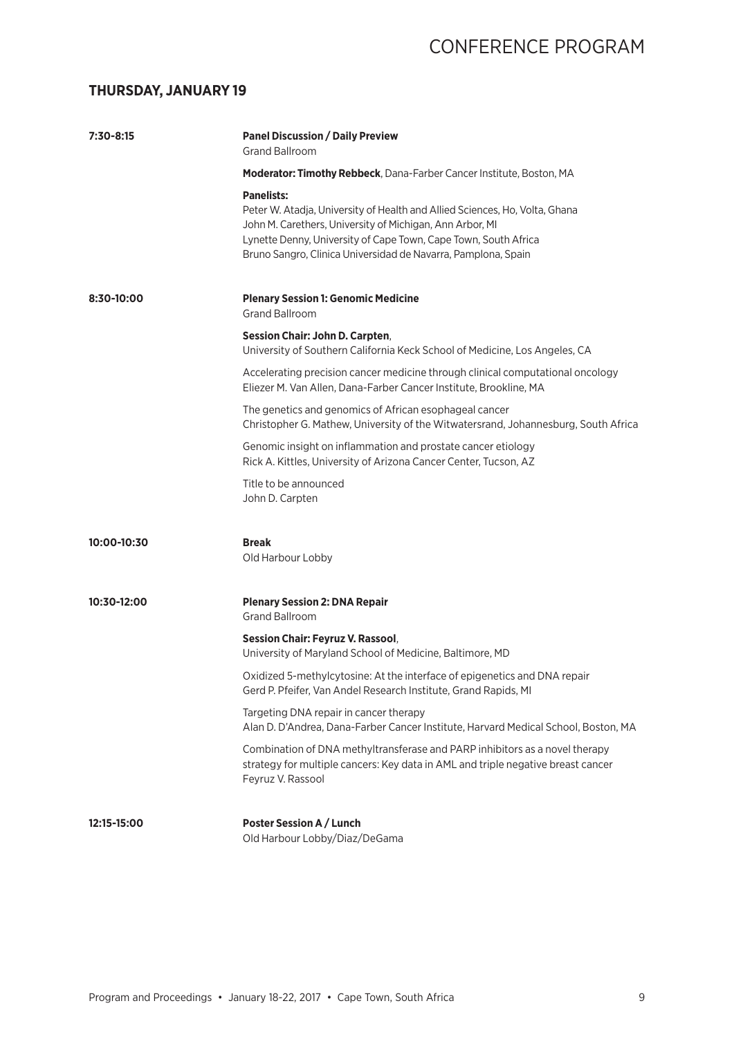## THURSDAY, JANUARY 19

**7:30-8:15** **Panel Discussion / Daily Preview**
Grand Ballroom

**Moderator: Timothy Rebbeck**, Dana-Farber Cancer Institute, Boston, MA

**Panelists:**
Peter W. Atadja, University of Health and Allied Sciences, Ho, Volta, Ghana
John M. Carethers, University of Michigan, Ann Arbor, MI
Lynette Denny, University of Cape Town, Cape Town, South Africa
Bruno Sangro, Clinica Universidad de Navarra, Pamplona, Spain

**8:30-10:00** **Plenary Session 1: Genomic Medicine**
Grand Ballroom

**Session Chair: John D. Carpten**,
University of Southern California Keck School of Medicine, Los Angeles, CA

Accelerating precision cancer medicine through clinical computational oncology
Eliezer M. Van Allen, Dana-Farber Cancer Institute, Brookline, MA

The genetics and genomics of African esophageal cancer
Christopher G. Mathew, University of the Witwatersrand, Johannesburg, South Africa

Genomic insight on inflammation and prostate cancer etiology
Rick A. Kittles, University of Arizona Cancer Center, Tucson, AZ

Title to be announced
John D. Carpten

**10:00-10:30** **Break**
Old Harbour Lobby

**10:30-12:00** **Plenary Session 2: DNA Repair**
Grand Ballroom

**Session Chair: Feyruz V. Rassool**,
University of Maryland School of Medicine, Baltimore, MD

Oxidized 5-methylcytosine: At the interface of epigenetics and DNA repair
Gerd P. Pfeifer, Van Andel Research Institute, Grand Rapids, MI

Targeting DNA repair in cancer therapy
Alan D. D'Andrea, Dana-Farber Cancer Institute, Harvard Medical School, Boston, MA

Combination of DNA methyltransferase and PARP inhibitors as a novel therapy strategy for multiple cancers: Key data in AML and triple negative breast cancer
Feyruz V. Rassool

**12:15-15:00** **Poster Session A / Lunch**
Old Harbour Lobby/Diaz/DeGama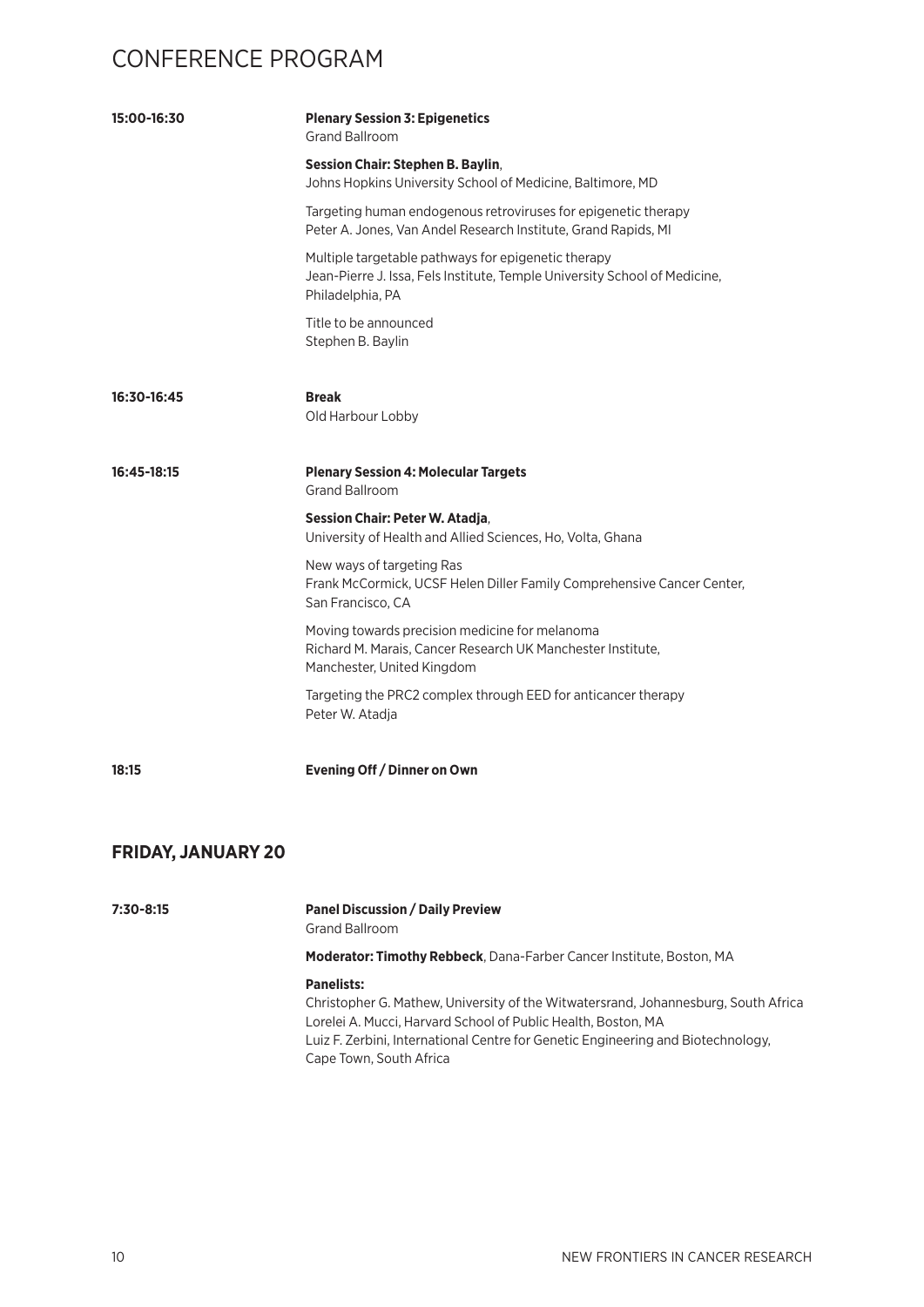# CONFERENCE PROGRAM

**15:00-16:30**

**Plenary Session 3: Epigenetics**
Grand Ballroom

**Session Chair: Stephen B. Baylin**,
Johns Hopkins University School of Medicine, Baltimore, MD

Targeting human endogenous retroviruses for epigenetic therapy
Peter A. Jones, Van Andel Research Institute, Grand Rapids, MI

Multiple targetable pathways for epigenetic therapy
Jean-Pierre J. Issa, Fels Institute, Temple University School of Medicine, Philadelphia, PA

Title to be announced
Stephen B. Baylin

**16:30-16:45**

**Break**
Old Harbour Lobby

**16:45-18:15**

**Plenary Session 4: Molecular Targets**
Grand Ballroom

**Session Chair: Peter W. Atadja**,
University of Health and Allied Sciences, Ho, Volta, Ghana

New ways of targeting Ras
Frank McCormick, UCSF Helen Diller Family Comprehensive Cancer Center, San Francisco, CA

Moving towards precision medicine for melanoma
Richard M. Marais, Cancer Research UK Manchester Institute, Manchester, United Kingdom

Targeting the PRC2 complex through EED for anticancer therapy
Peter W. Atadja

**18:15**

**Evening Off / Dinner on Own**

## FRIDAY, JANUARY 20

**7:30-8:15**

**Panel Discussion / Daily Preview**
Grand Ballroom

**Moderator: Timothy Rebbeck**, Dana-Farber Cancer Institute, Boston, MA

**Panelists:**
Christopher G. Mathew, University of the Witwatersrand, Johannesburg, South Africa
Lorelei A. Mucci, Harvard School of Public Health, Boston, MA
Luiz F. Zerbini, International Centre for Genetic Engineering and Biotechnology, Cape Town, South Africa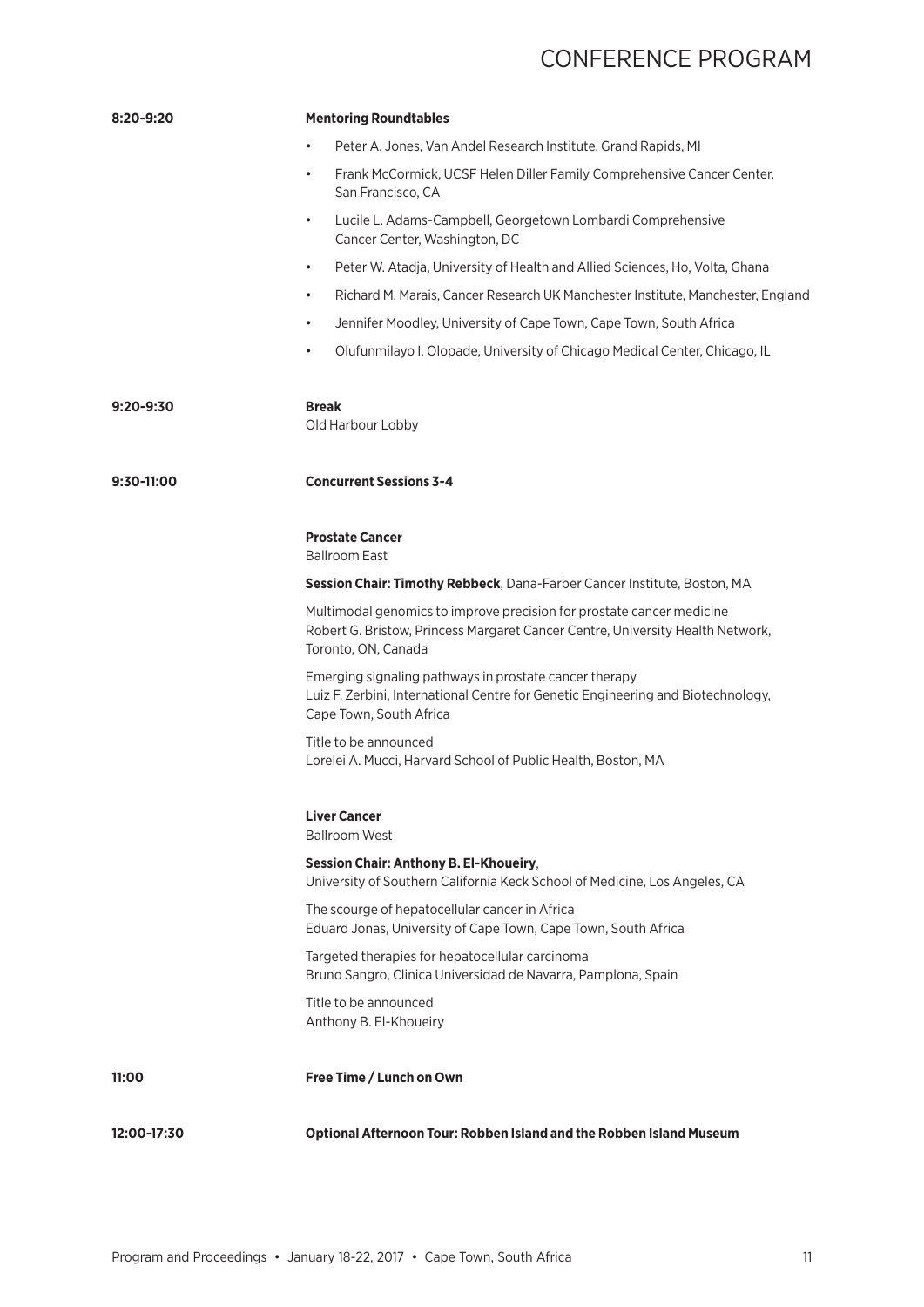# CONFERENCE PROGRAM

**8:20-9:20** **Mentoring Roundtables**

- Peter A. Jones, Van Andel Research Institute, Grand Rapids, MI
- Frank McCormick, UCSF Helen Diller Family Comprehensive Cancer Center, San Francisco, CA
- Lucile L. Adams-Campbell, Georgetown Lombardi Comprehensive Cancer Center, Washington, DC
- Peter W. Atadja, University of Health and Allied Sciences, Ho, Volta, Ghana
- Richard M. Marais, Cancer Research UK Manchester Institute, Manchester, England
- Jennifer Moodley, University of Cape Town, Cape Town, South Africa
- Olufunmilayo I. Olopade, University of Chicago Medical Center, Chicago, IL

**9:20-9:30** **Break**
Old Harbour Lobby

**9:30-11:00** **Concurrent Sessions 3-4**

**Prostate Cancer**
Ballroom East

**Session Chair: Timothy Rebbeck**, Dana-Farber Cancer Institute, Boston, MA

Multimodal genomics to improve precision for prostate cancer medicine
Robert G. Bristow, Princess Margaret Cancer Centre, University Health Network, Toronto, ON, Canada

Emerging signaling pathways in prostate cancer therapy
Luiz F. Zerbini, International Centre for Genetic Engineering and Biotechnology, Cape Town, South Africa

Title to be announced
Lorelei A. Mucci, Harvard School of Public Health, Boston, MA

**Liver Cancer**
Ballroom West

**Session Chair: Anthony B. El-Khoueiry**, University of Southern California Keck School of Medicine, Los Angeles, CA

The scourge of hepatocellular cancer in Africa
Eduard Jonas, University of Cape Town, Cape Town, South Africa

Targeted therapies for hepatocellular carcinoma
Bruno Sangro, Clinica Universidad de Navarra, Pamplona, Spain

Title to be announced
Anthony B. El-Khoueiry

**11:00** **Free Time / Lunch on Own**

**12:00-17:30** **Optional Afternoon Tour: Robben Island and the Robben Island Museum**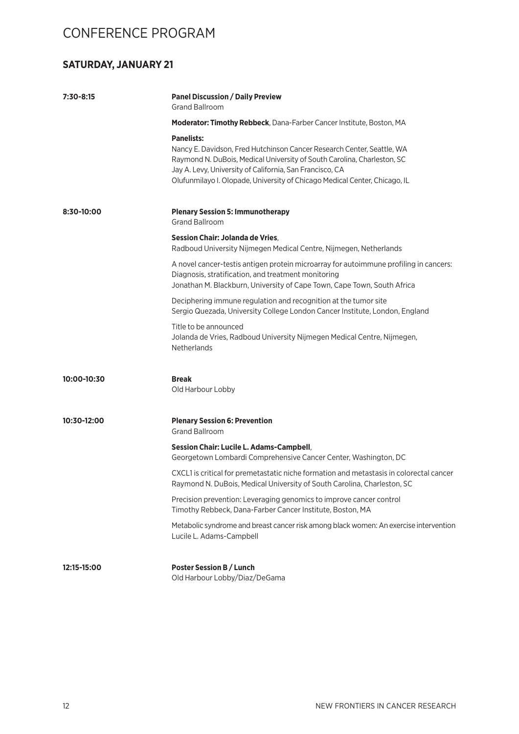# CONFERENCE PROGRAM

## SATURDAY, JANUARY 21

**7:30-8:15**

**Panel Discussion / Daily Preview**
Grand Ballroom

**Moderator: Timothy Rebbeck**, Dana-Farber Cancer Institute, Boston, MA

**Panelists:**
Nancy E. Davidson, Fred Hutchinson Cancer Research Center, Seattle, WA
Raymond N. DuBois, Medical University of South Carolina, Charleston, SC
Jay A. Levy, University of California, San Francisco, CA
Olufunmilayo I. Olopade, University of Chicago Medical Center, Chicago, IL

**8:30-10:00**

**Plenary Session 5: Immunotherapy**
Grand Ballroom

**Session Chair: Jolanda de Vries**,
Radboud University Nijmegen Medical Centre, Nijmegen, Netherlands

A novel cancer-testis antigen protein microarray for autoimmune profiling in cancers: Diagnosis, stratification, and treatment monitoring
Jonathan M. Blackburn, University of Cape Town, Cape Town, South Africa

Deciphering immune regulation and recognition at the tumor site
Sergio Quezada, University College London Cancer Institute, London, England

Title to be announced
Jolanda de Vries, Radboud University Nijmegen Medical Centre, Nijmegen, Netherlands

**10:00-10:30**

**Break**
Old Harbour Lobby

**10:30-12:00**

**Plenary Session 6: Prevention**
Grand Ballroom

**Session Chair: Lucile L. Adams-Campbell**,
Georgetown Lombardi Comprehensive Cancer Center, Washington, DC

CXCL1 is critical for premetastatic niche formation and metastasis in colorectal cancer
Raymond N. DuBois, Medical University of South Carolina, Charleston, SC

Precision prevention: Leveraging genomics to improve cancer control
Timothy Rebbeck, Dana-Farber Cancer Institute, Boston, MA

Metabolic syndrome and breast cancer risk among black women: An exercise intervention
Lucile L. Adams-Campbell

**12:15-15:00**

**Poster Session B / Lunch**
Old Harbour Lobby/Diaz/DeGama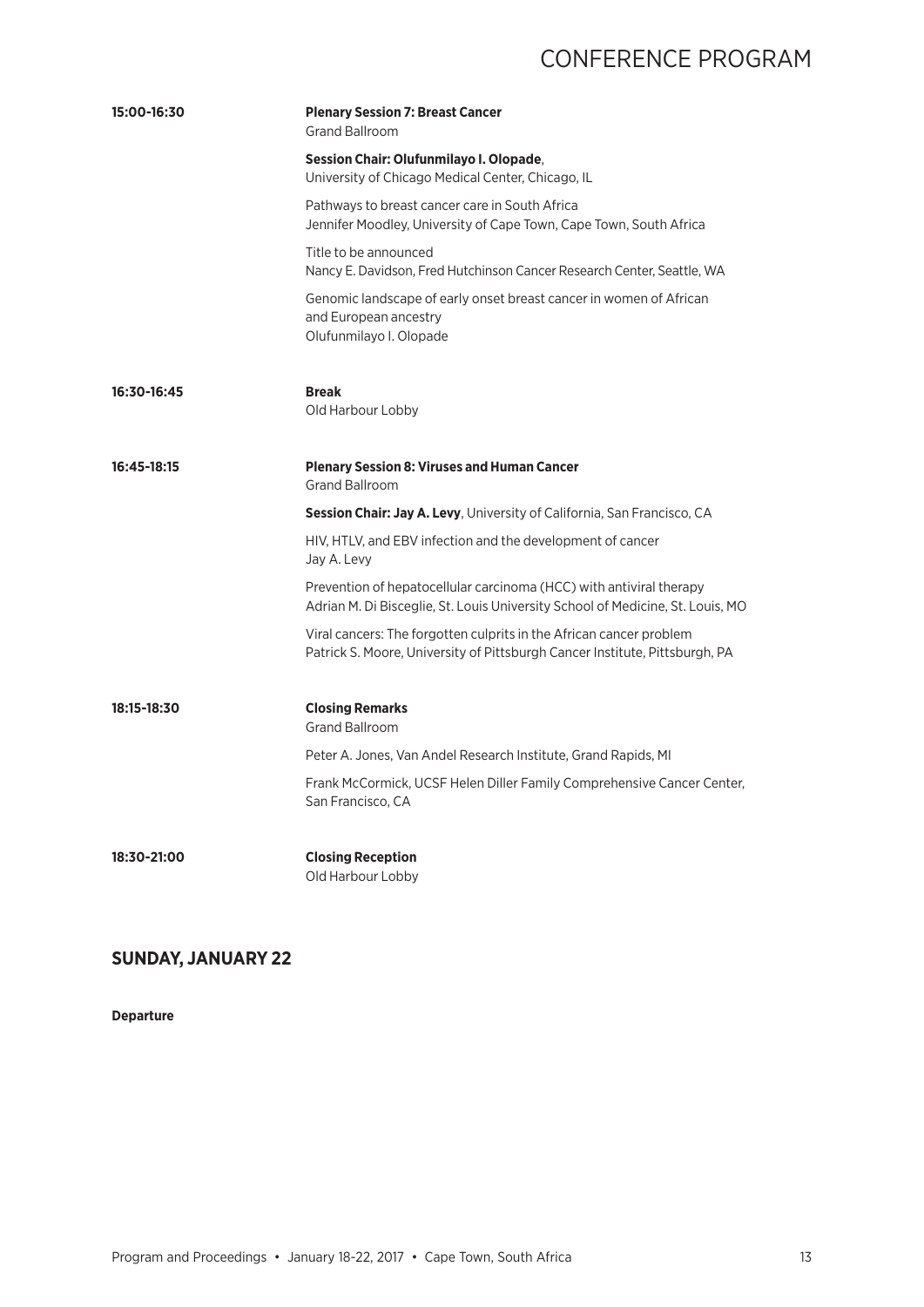**15:00-16:30**

**Plenary Session 7: Breast Cancer**
Grand Ballroom

**Session Chair: Olufunmilayo I. Olopade**,
University of Chicago Medical Center, Chicago, IL

Pathways to breast cancer care in South Africa
Jennifer Moodley, University of Cape Town, Cape Town, South Africa

Title to be announced
Nancy E. Davidson, Fred Hutchinson Cancer Research Center, Seattle, WA

Genomic landscape of early onset breast cancer in women of African and European ancestry
Olufunmilayo I. Olopade

**16:30-16:45**

**Break**
Old Harbour Lobby

**16:45-18:15**

**Plenary Session 8: Viruses and Human Cancer**
Grand Ballroom

**Session Chair: Jay A. Levy**, University of California, San Francisco, CA

HIV, HTLV, and EBV infection and the development of cancer
Jay A. Levy

Prevention of hepatocellular carcinoma (HCC) with antiviral therapy
Adrian M. Di Bisceglie, St. Louis University School of Medicine, St. Louis, MO

Viral cancers: The forgotten culprits in the African cancer problem
Patrick S. Moore, University of Pittsburgh Cancer Institute, Pittsburgh, PA

**18:15-18:30**

**Closing Remarks**
Grand Ballroom

Peter A. Jones, Van Andel Research Institute, Grand Rapids, MI

Frank McCormick, UCSF Helen Diller Family Comprehensive Cancer Center, San Francisco, CA

**18:30-21:00**

**Closing Reception**
Old Harbour Lobby

## SUNDAY, JANUARY 22

**Departure**